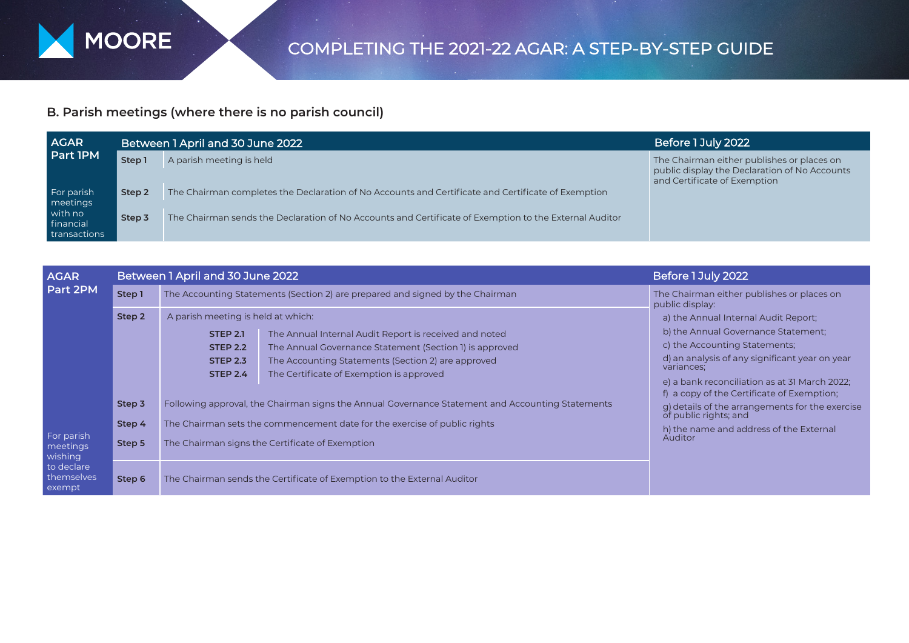# COMPLETING THE 2021-22 AGAR: A STEP-BY-STEP GUIDE

## B. Parish meetings (where there is no parish council)

| AGAR Part 1PM | Between 1 April and 30 June 2022 | | Before 1 July 2022 |
|---|---|---|---|
| For parish meetings with no financial transactions | Step 1 | A parish meeting is held | The Chairman either publishes or places on public display the Declaration of No Accounts and Certificate of Exemption |
| | Step 2 | The Chairman completes the Declaration of No Accounts and Certificate and Certificate of Exemption | |
| | Step 3 | The Chairman sends the Declaration of No Accounts and Certificate of Exemption to the External Auditor | |

| AGAR Part 2PM | Between 1 April and 30 June 2022 | | Before 1 July 2022 |
|---|---|---|---|
| For parish meetings wishing to declare themselves exempt | Step 1 | The Accounting Statements (Section 2) are prepared and signed by the Chairman | The Chairman either publishes or places on public display: a) the Annual Internal Audit Report; b) the Annual Governance Statement; c) the Accounting Statements; d) an analysis of any significant year on year variances; e) a bank reconciliation as at 31 March 2022; f) a copy of the Certificate of Exemption; g) details of the arrangements for the exercise of public rights; and h) the name and address of the External Auditor |
| | Step 2 | A parish meeting is held at which: **STEP 2.1** The Annual Internal Audit Report is received and noted; **STEP 2.2** The Annual Governance Statement (Section 1) is approved; **STEP 2.3** The Accounting Statements (Section 2) are approved; **STEP 2.4** The Certificate of Exemption is approved | |
| | Step 3 | Following approval, the Chairman signs the Annual Governance Statement and Accounting Statements | |
| | Step 4 | The Chairman sets the commencement date for the exercise of public rights | |
| | Step 5 | The Chairman signs the Certificate of Exemption | |
| | Step 6 | The Chairman sends the Certificate of Exemption to the External Auditor | |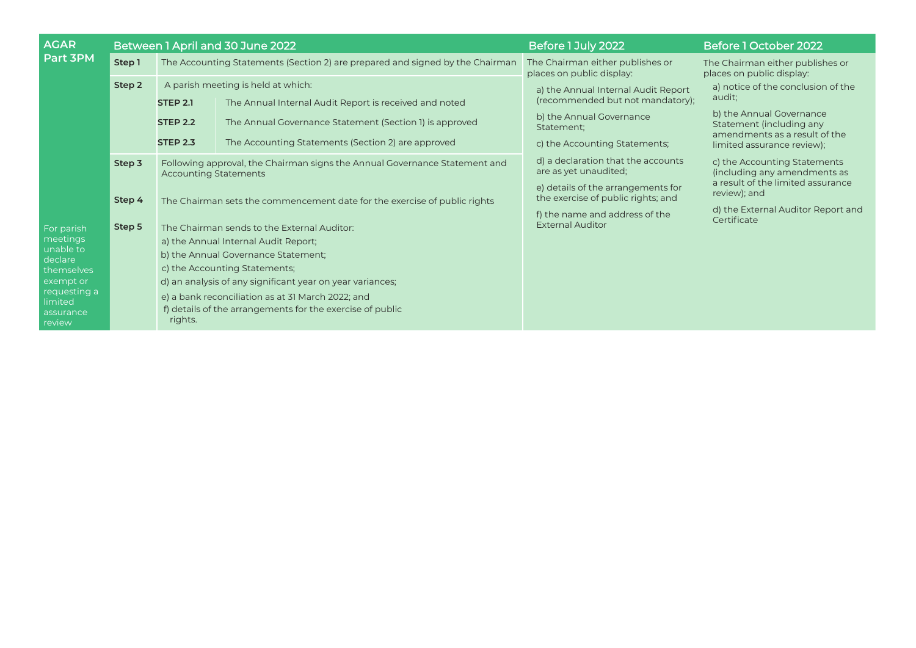| AGAR Part 3PM | Between 1 April and 30 June 2022 | | | Before 1 July 2022 | Before 1 October 2022 |
|---|---|---|---|---|---|
| | Step 1 | The Accounting Statements (Section 2) are prepared and signed by the Chairman | | The Chairman either publishes or places on public display:<br>a) the Annual Internal Audit Report (recommended but not mandatory);<br>b) the Annual Governance Statement;<br>c) the Accounting Statements;<br>d) a declaration that the accounts are as yet unaudited;<br>e) details of the arrangements for the exercise of public rights; and<br>f) the name and address of the External Auditor | The Chairman either publishes or places on public display:<br>a) notice of the conclusion of the audit;<br>b) the Annual Governance Statement (including any amendments as a result of the limited assurance review);<br>c) the Accounting Statements (including any amendments as a result of the limited assurance review); and<br>d) the External Auditor Report and Certificate |
| | Step 2 | A parish meeting is held at which: | | | |
| | | STEP 2.1 | The Annual Internal Audit Report is received and noted | | |
| | | STEP 2.2 | The Annual Governance Statement (Section 1) is approved | | |
| | | STEP 2.3 | The Accounting Statements (Section 2) are approved | | |
| | Step 3 | Following approval, the Chairman signs the Annual Governance Statement and Accounting Statements | | | |
| | Step 4 | The Chairman sets the commencement date for the exercise of public rights | | | |
| For parish meetings unable to declare themselves exempt or requesting a limited assurance review | Step 5 | The Chairman sends to the External Auditor:<br>a) the Annual Internal Audit Report;<br>b) the Annual Governance Statement;<br>c) the Accounting Statements;<br>d) an analysis of any significant year on year variances;<br>e) a bank reconciliation as at 31 March 2022; and<br>f) details of the arrangements for the exercise of public rights. | | | |